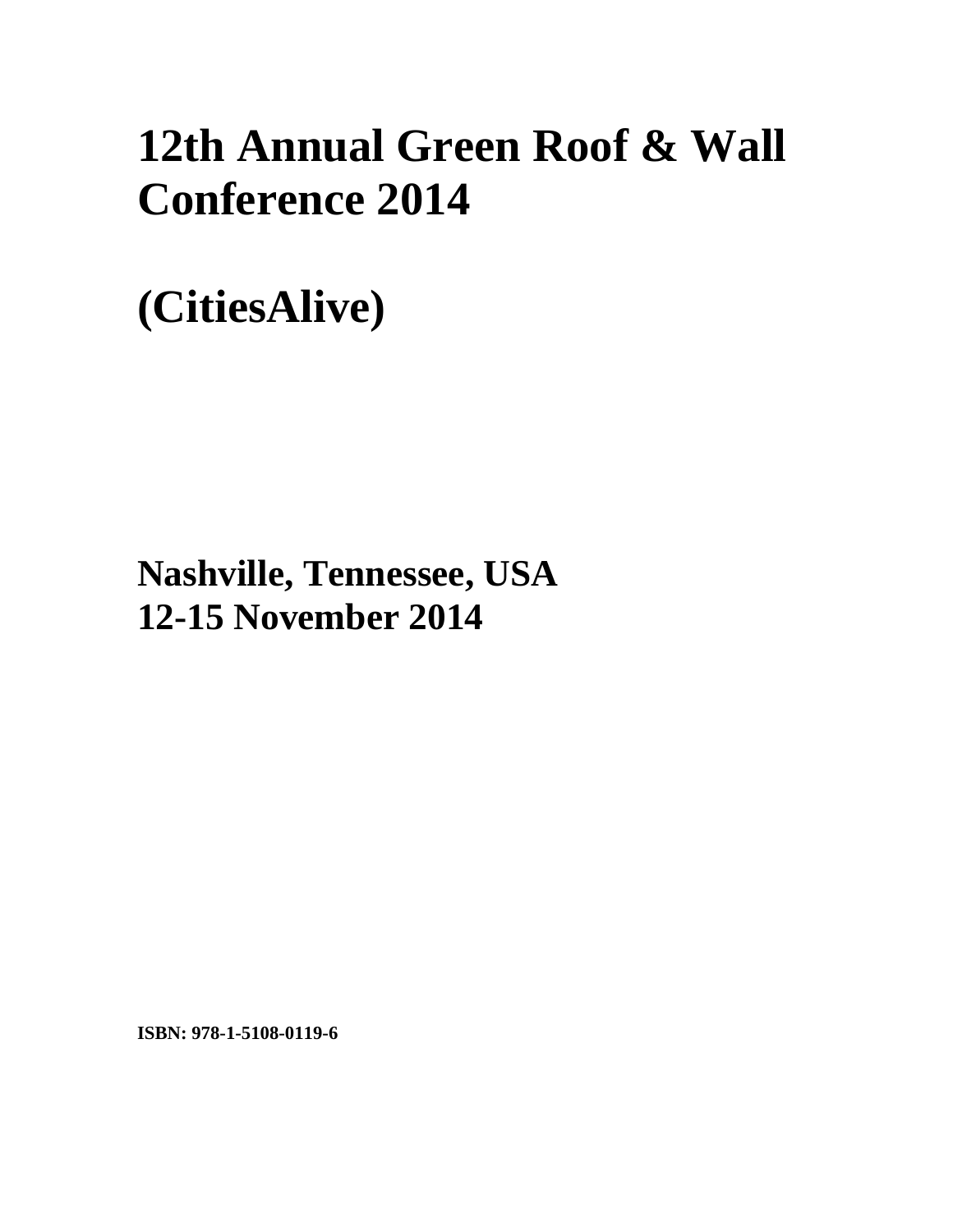# 12th Annual Green Roof & Wall Conference 2014

# (CitiesAlive)

## Nashville, Tennessee, USA
## 12-15 November 2014

**ISBN: 978-1-5108-0119-6**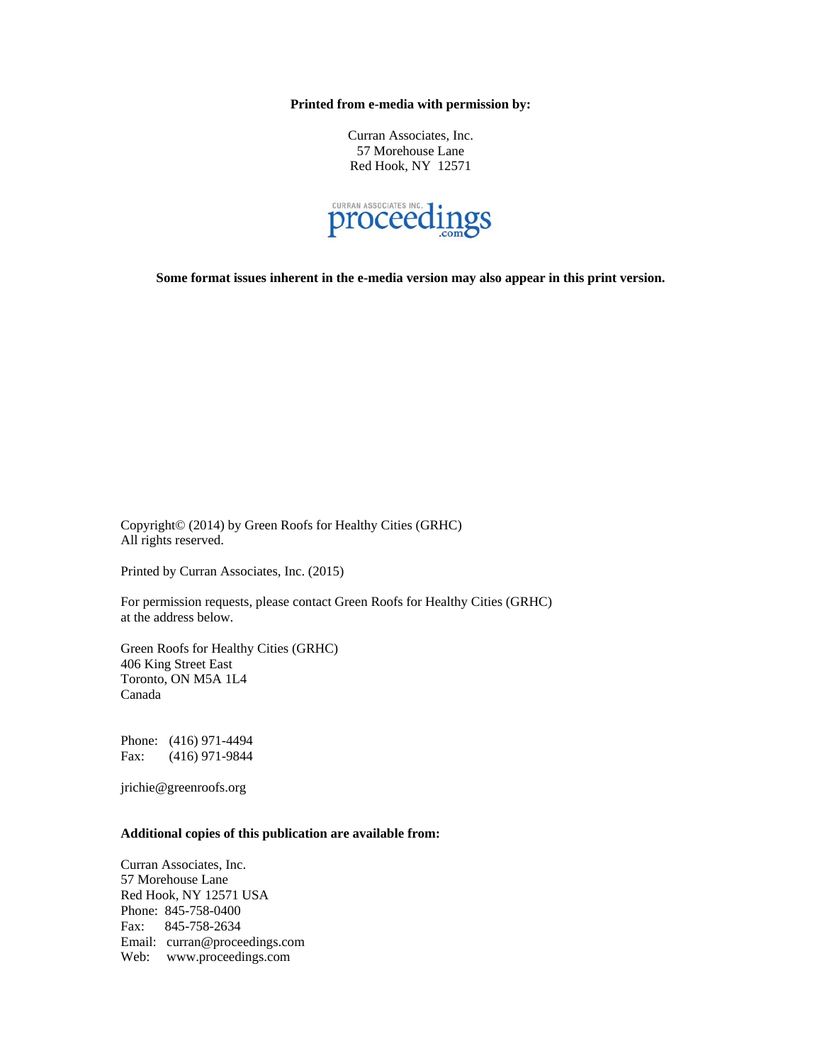**Printed from e-media with permission by:**

Curran Associates, Inc.
57 Morehouse Lane
Red Hook, NY 12571

**Some format issues inherent in the e-media version may also appear in this print version.**

Copyright© (2014) by Green Roofs for Healthy Cities (GRHC)
All rights reserved.

Printed by Curran Associates, Inc. (2015)

For permission requests, please contact Green Roofs for Healthy Cities (GRHC) at the address below.

Green Roofs for Healthy Cities (GRHC)
406 King Street East
Toronto, ON M5A 1L4
Canada

Phone: (416) 971-4494
Fax: (416) 971-9844

jrichie@greenroofs.org

**Additional copies of this publication are available from:**

Curran Associates, Inc.
57 Morehouse Lane
Red Hook, NY 12571 USA
Phone: 845-758-0400
Fax: 845-758-2634
Email: curran@proceedings.com
Web: www.proceedings.com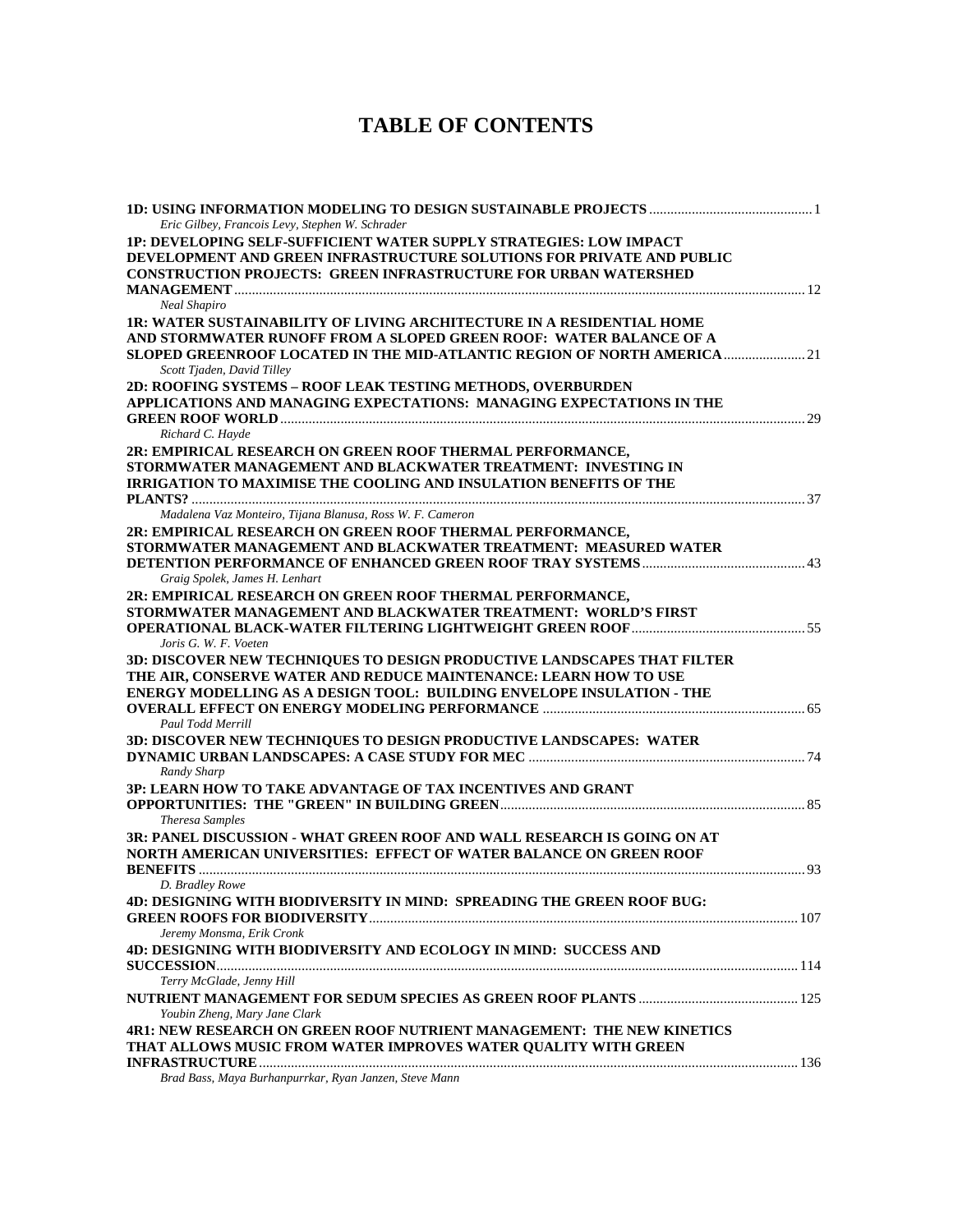# TABLE OF CONTENTS

**1D: USING INFORMATION MODELING TO DESIGN SUSTAINABLE PROJECTS** ............................................. 1
*Eric Gilbey, Francois Levy, Stephen W. Schrader*

**1P: DEVELOPING SELF-SUFFICIENT WATER SUPPLY STRATEGIES: LOW IMPACT DEVELOPMENT AND GREEN INFRASTRUCTURE SOLUTIONS FOR PRIVATE AND PUBLIC CONSTRUCTION PROJECTS: GREEN INFRASTRUCTURE FOR URBAN WATERSHED MANAGEMENT** ............................................. 12
*Neal Shapiro*

**1R: WATER SUSTAINABILITY OF LIVING ARCHITECTURE IN A RESIDENTIAL HOME AND STORMWATER RUNOFF FROM A SLOPED GREEN ROOF: WATER BALANCE OF A SLOPED GREENROOF LOCATED IN THE MID-ATLANTIC REGION OF NORTH AMERICA** ............................................. 21
*Scott Tjaden, David Tilley*

**2D: ROOFING SYSTEMS – ROOF LEAK TESTING METHODS, OVERBURDEN APPLICATIONS AND MANAGING EXPECTATIONS: MANAGING EXPECTATIONS IN THE GREEN ROOF WORLD** ............................................. 29
*Richard C. Hayde*

**2R: EMPIRICAL RESEARCH ON GREEN ROOF THERMAL PERFORMANCE, STORMWATER MANAGEMENT AND BLACKWATER TREATMENT: INVESTING IN IRRIGATION TO MAXIMISE THE COOLING AND INSULATION BENEFITS OF THE PLANTS?** ............................................. 37
*Madalena Vaz Monteiro, Tijana Blanusa, Ross W. F. Cameron*

**2R: EMPIRICAL RESEARCH ON GREEN ROOF THERMAL PERFORMANCE, STORMWATER MANAGEMENT AND BLACKWATER TREATMENT: MEASURED WATER DETENTION PERFORMANCE OF ENHANCED GREEN ROOF TRAY SYSTEMS** ............................................. 43
*Graig Spolek, James H. Lenhart*

**2R: EMPIRICAL RESEARCH ON GREEN ROOF THERMAL PERFORMANCE, STORMWATER MANAGEMENT AND BLACKWATER TREATMENT: WORLD'S FIRST OPERATIONAL BLACK-WATER FILTERING LIGHTWEIGHT GREEN ROOF** ............................................. 55
*Joris G. W. F. Voeten*

**3D: DISCOVER NEW TECHNIQUES TO DESIGN PRODUCTIVE LANDSCAPES THAT FILTER THE AIR, CONSERVE WATER AND REDUCE MAINTENANCE: LEARN HOW TO USE ENERGY MODELLING AS A DESIGN TOOL: BUILDING ENVELOPE INSULATION - THE OVERALL EFFECT ON ENERGY MODELING PERFORMANCE** ............................................. 65
*Paul Todd Merrill*

**3D: DISCOVER NEW TECHNIQUES TO DESIGN PRODUCTIVE LANDSCAPES: WATER DYNAMIC URBAN LANDSCAPES: A CASE STUDY FOR MEC** ............................................. 74
*Randy Sharp*

**3P: LEARN HOW TO TAKE ADVANTAGE OF TAX INCENTIVES AND GRANT OPPORTUNITIES: THE "GREEN" IN BUILDING GREEN** ............................................. 85
*Theresa Samples*

**3R: PANEL DISCUSSION - WHAT GREEN ROOF AND WALL RESEARCH IS GOING ON AT NORTH AMERICAN UNIVERSITIES: EFFECT OF WATER BALANCE ON GREEN ROOF BENEFITS** ............................................. 93
*D. Bradley Rowe*

**4D: DESIGNING WITH BIODIVERSITY IN MIND: SPREADING THE GREEN ROOF BUG: GREEN ROOFS FOR BIODIVERSITY** ............................................. 107
*Jeremy Monsma, Erik Cronk*

**4D: DESIGNING WITH BIODIVERSITY AND ECOLOGY IN MIND: SUCCESS AND SUCCESSION** ............................................. 114
*Terry McGlade, Jenny Hill*

**NUTRIENT MANAGEMENT FOR SEDUM SPECIES AS GREEN ROOF PLANTS** ............................................. 125
*Youbin Zheng, Mary Jane Clark*

**4R1: NEW RESEARCH ON GREEN ROOF NUTRIENT MANAGEMENT: THE NEW KINETICS THAT ALLOWS MUSIC FROM WATER IMPROVES WATER QUALITY WITH GREEN INFRASTRUCTURE** ............................................. 136
*Brad Bass, Maya Burhanpurrkar, Ryan Janzen, Steve Mann*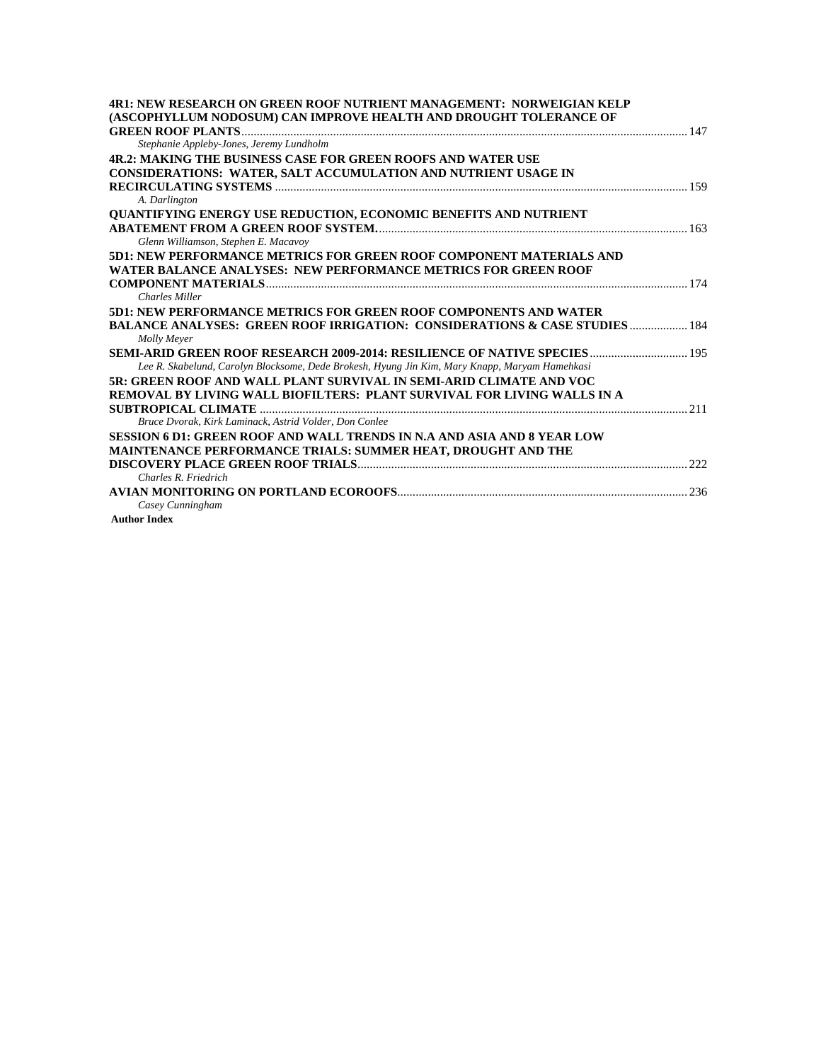**4R1: NEW RESEARCH ON GREEN ROOF NUTRIENT MANAGEMENT: NORWEIGIAN KELP (ASCOPHYLLUM NODOSUM) CAN IMPROVE HEALTH AND DROUGHT TOLERANCE OF GREEN ROOF PLANTS** ............ 147
*Stephanie Appleby-Jones, Jeremy Lundholm*

**4R.2: MAKING THE BUSINESS CASE FOR GREEN ROOFS AND WATER USE CONSIDERATIONS: WATER, SALT ACCUMULATION AND NUTRIENT USAGE IN RECIRCULATING SYSTEMS** ............ 159
*A. Darlington*

**QUANTIFYING ENERGY USE REDUCTION, ECONOMIC BENEFITS AND NUTRIENT ABATEMENT FROM A GREEN ROOF SYSTEM.** ............ 163
*Glenn Williamson, Stephen E. Macavoy*

**5D1: NEW PERFORMANCE METRICS FOR GREEN ROOF COMPONENT MATERIALS AND WATER BALANCE ANALYSES: NEW PERFORMANCE METRICS FOR GREEN ROOF COMPONENT MATERIALS** ............ 174
*Charles Miller*

**5D1: NEW PERFORMANCE METRICS FOR GREEN ROOF COMPONENTS AND WATER BALANCE ANALYSES: GREEN ROOF IRRIGATION: CONSIDERATIONS & CASE STUDIES** ............ 184
*Molly Meyer*

**SEMI-ARID GREEN ROOF RESEARCH 2009-2014: RESILIENCE OF NATIVE SPECIES** ............ 195
*Lee R. Skabelund, Carolyn Blocksome, Dede Brokesh, Hyung Jin Kim, Mary Knapp, Maryam Hamehkasi*

**5R: GREEN ROOF AND WALL PLANT SURVIVAL IN SEMI-ARID CLIMATE AND VOC REMOVAL BY LIVING WALL BIOFILTERS: PLANT SURVIVAL FOR LIVING WALLS IN A SUBTROPICAL CLIMATE** ............ 211
*Bruce Dvorak, Kirk Laminack, Astrid Volder, Don Conlee*

**SESSION 6 D1: GREEN ROOF AND WALL TRENDS IN N.A AND ASIA AND 8 YEAR LOW MAINTENANCE PERFORMANCE TRIALS: SUMMER HEAT, DROUGHT AND THE DISCOVERY PLACE GREEN ROOF TRIALS** ............ 222
*Charles R. Friedrich*

**AVIAN MONITORING ON PORTLAND ECOROOFS** ............ 236
*Casey Cunningham*

**Author Index**